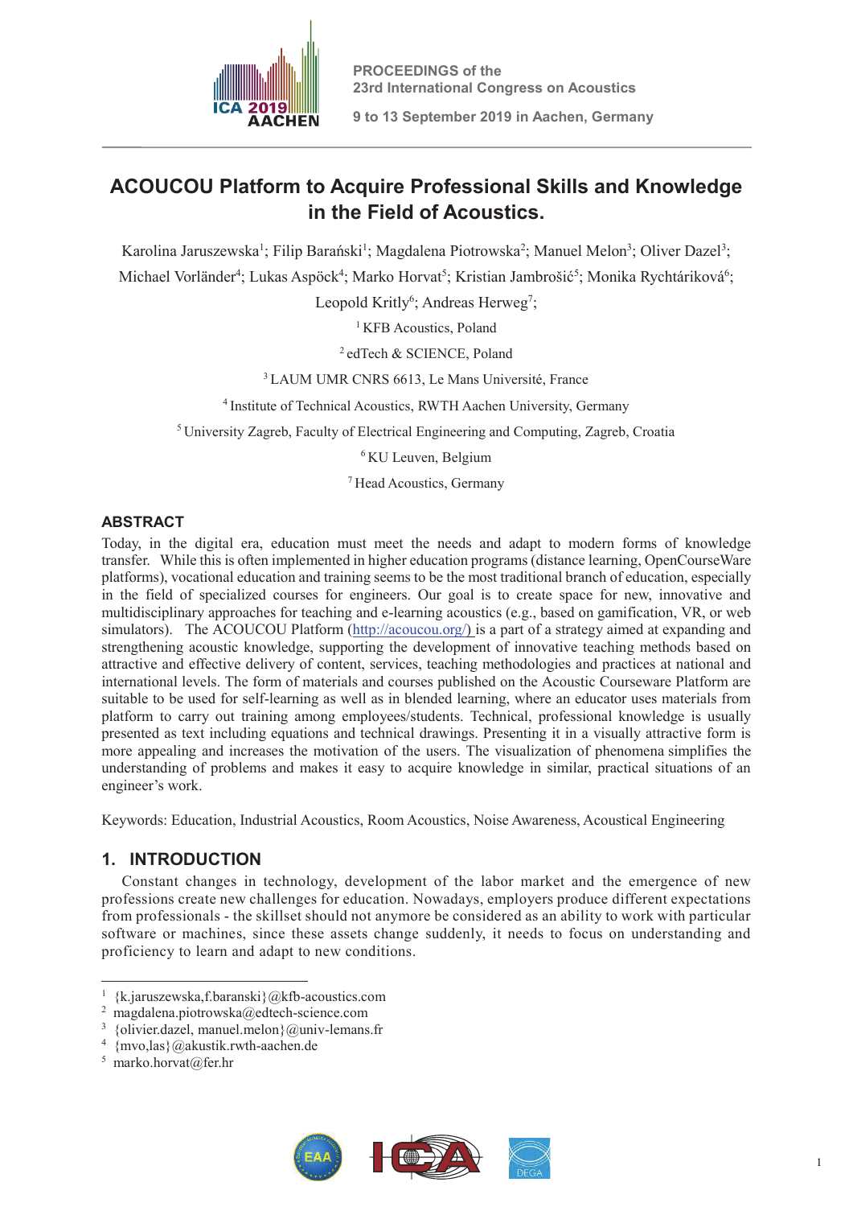PROCEEDINGS of the
23rd International Congress on Acoustics

9 to 13 September 2019 in Aachen, Germany

# ACOUCOU Platform to Acquire Professional Skills and Knowledge in the Field of Acoustics.

Karolina Jaruszewska[1]; Filip Barański[1]; Magdalena Piotrowska[2]; Manuel Melon[3]; Oliver Dazel[3]; Michael Vorländer[4]; Lukas Aspöck[4]; Marko Horvat[5]; Kristian Jambrošić[5]; Monika Rychtáriková[6]; Leopold Kritly[6]; Andreas Herweg[7];

[1] KFB Acoustics, Poland

[2] edTech & SCIENCE, Poland

[3] LAUM UMR CNRS 6613, Le Mans Université, France

[4] Institute of Technical Acoustics, RWTH Aachen University, Germany

[5] University Zagreb, Faculty of Electrical Engineering and Computing, Zagreb, Croatia

[6] KU Leuven, Belgium

[7] Head Acoustics, Germany

## ABSTRACT

Today, in the digital era, education must meet the needs and adapt to modern forms of knowledge transfer. While this is often implemented in higher education programs (distance learning, OpenCourseWare platforms), vocational education and training seems to be the most traditional branch of education, especially in the field of specialized courses for engineers. Our goal is to create space for new, innovative and multidisciplinary approaches for teaching and e-learning acoustics (e.g., based on gamification, VR, or web simulators). The ACOUCOU Platform (http://acoucou.org/) is a part of a strategy aimed at expanding and strengthening acoustic knowledge, supporting the development of innovative teaching methods based on attractive and effective delivery of content, services, teaching methodologies and practices at national and international levels. The form of materials and courses published on the Acoustic Courseware Platform are suitable to be used for self-learning as well as in blended learning, where an educator uses materials from platform to carry out training among employees/students. Technical, professional knowledge is usually presented as text including equations and technical drawings. Presenting it in a visually attractive form is more appealing and increases the motivation of the users. The visualization of phenomena simplifies the understanding of problems and makes it easy to acquire knowledge in similar, practical situations of an engineer's work.

Keywords: Education, Industrial Acoustics, Room Acoustics, Noise Awareness, Acoustical Engineering

## 1. INTRODUCTION

Constant changes in technology, development of the labor market and the emergence of new professions create new challenges for education. Nowadays, employers produce different expectations from professionals - the skillset should not anymore be considered as an ability to work with particular software or machines, since these assets change suddenly, it needs to focus on understanding and proficiency to learn and adapt to new conditions.

---

[1] {k.jaruszewska,f.baranski}@kfb-acoustics.com

[2] magdalena.piotrowska@edtech-science.com

[3] {olivier.dazel, manuel.melon}@univ-lemans.fr

[4] {mvo,las}@akustik.rwth-aachen.de

[5] marko.horvat@fer.hr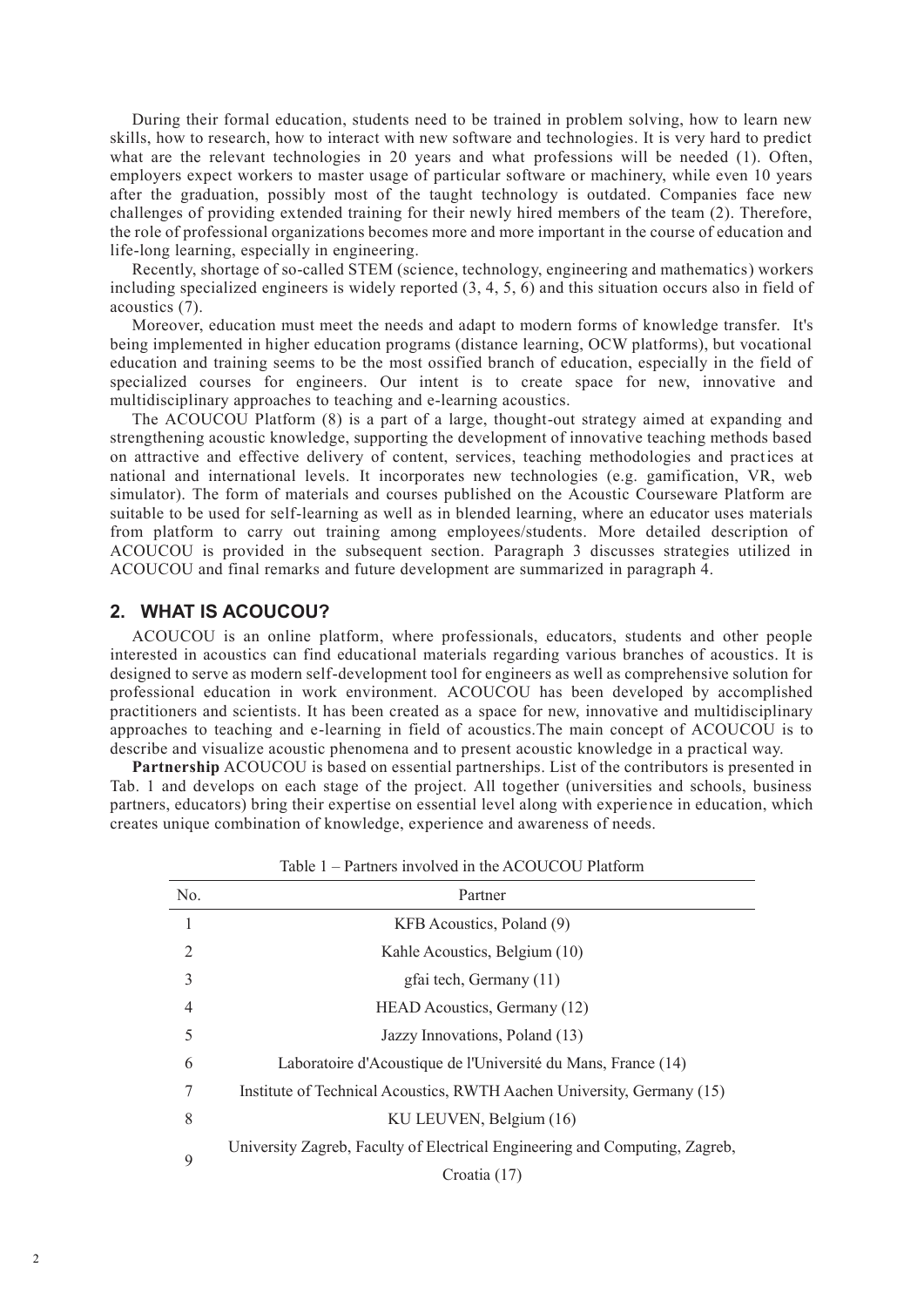During their formal education, students need to be trained in problem solving, how to learn new skills, how to research, how to interact with new software and technologies. It is very hard to predict what are the relevant technologies in 20 years and what professions will be needed (1). Often, employers expect workers to master usage of particular software or machinery, while even 10 years after the graduation, possibly most of the taught technology is outdated. Companies face new challenges of providing extended training for their newly hired members of the team (2). Therefore, the role of professional organizations becomes more and more important in the course of education and life-long learning, especially in engineering.

Recently, shortage of so-called STEM (science, technology, engineering and mathematics) workers including specialized engineers is widely reported (3, 4, 5, 6) and this situation occurs also in field of acoustics (7).

Moreover, education must meet the needs and adapt to modern forms of knowledge transfer. It's being implemented in higher education programs (distance learning, OCW platforms), but vocational education and training seems to be the most ossified branch of education, especially in the field of specialized courses for engineers. Our intent is to create space for new, innovative and multidisciplinary approaches to teaching and e-learning acoustics.

The ACOUCOU Platform (8) is a part of a large, thought-out strategy aimed at expanding and strengthening acoustic knowledge, supporting the development of innovative teaching methods based on attractive and effective delivery of content, services, teaching methodologies and practices at national and international levels. It incorporates new technologies (e.g. gamification, VR, web simulator). The form of materials and courses published on the Acoustic Courseware Platform are suitable to be used for self-learning as well as in blended learning, where an educator uses materials from platform to carry out training among employees/students. More detailed description of ACOUCOU is provided in the subsequent section. Paragraph 3 discusses strategies utilized in ACOUCOU and final remarks and future development are summarized in paragraph 4.

## 2. WHAT IS ACOUCOU?

ACOUCOU is an online platform, where professionals, educators, students and other people interested in acoustics can find educational materials regarding various branches of acoustics. It is designed to serve as modern self-development tool for engineers as well as comprehensive solution for professional education in work environment. ACOUCOU has been developed by accomplished practitioners and scientists. It has been created as a space for new, innovative and multidisciplinary approaches to teaching and e-learning in field of acoustics.The main concept of ACOUCOU is to describe and visualize acoustic phenomena and to present acoustic knowledge in a practical way.

**Partnership** ACOUCOU is based on essential partnerships. List of the contributors is presented in Tab. 1 and develops on each stage of the project. All together (universities and schools, business partners, educators) bring their expertise on essential level along with experience in education, which creates unique combination of knowledge, experience and awareness of needs.

Table 1 – Partners involved in the ACOUCOU Platform

| No. | Partner |
|---|---|
| 1 | KFB Acoustics, Poland (9) |
| 2 | Kahle Acoustics, Belgium (10) |
| 3 | gfai tech, Germany (11) |
| 4 | HEAD Acoustics, Germany (12) |
| 5 | Jazzy Innovations, Poland (13) |
| 6 | Laboratoire d'Acoustique de l'Université du Mans, France (14) |
| 7 | Institute of Technical Acoustics, RWTH Aachen University, Germany (15) |
| 8 | KU LEUVEN, Belgium (16) |
| 9 | University Zagreb, Faculty of Electrical Engineering and Computing, Zagreb, Croatia (17) |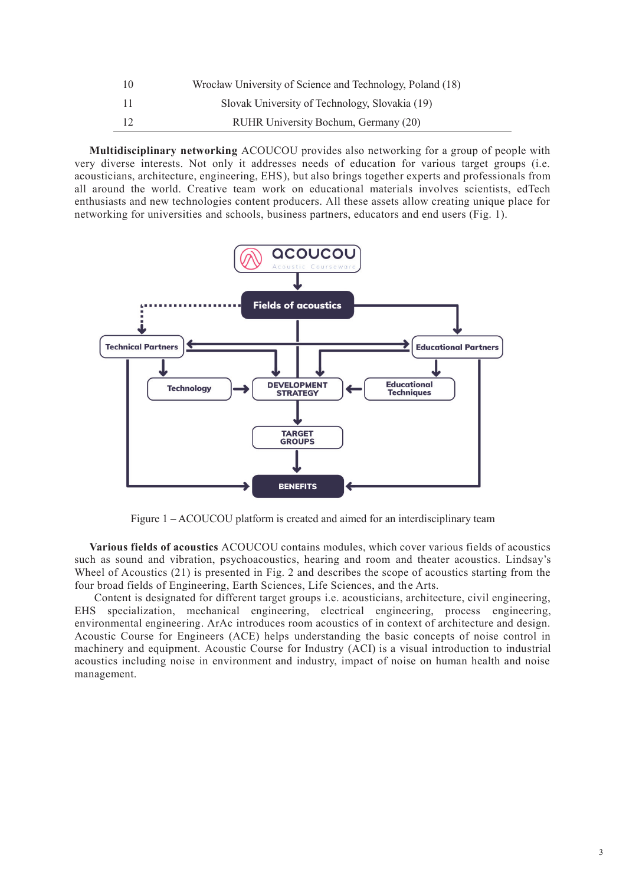| | |
|---|---|
| 10 | Wrocław University of Science and Technology, Poland (18) |
| 11 | Slovak University of Technology, Slovakia (19) |
| 12 | RUHR University Bochum, Germany (20) |

**Multidisciplinary networking** ACOUCOU provides also networking for a group of people with very diverse interests. Not only it addresses needs of education for various target groups (i.e. acousticians, architecture, engineering, EHS), but also brings together experts and professionals from all around the world. Creative team work on educational materials involves scientists, edTech enthusiasts and new technologies content producers. All these assets allow creating unique place for networking for universities and schools, business partners, educators and end users (Fig. 1).

ACOUCOU
Acoustic Courseware
Fields of acoustics
Technical Partners
Educational Partners
Technology
DEVELOPMENT STRATEGY
Educational Techniques
TARGET GROUPS
BENEFITS

Figure 1 – ACOUCOU platform is created and aimed for an interdisciplinary team

**Various fields of acoustics** ACOUCOU contains modules, which cover various fields of acoustics such as sound and vibration, psychoacoustics, hearing and room and theater acoustics. Lindsay's Wheel of Acoustics (21) is presented in Fig. 2 and describes the scope of acoustics starting from the four broad fields of Engineering, Earth Sciences, Life Sciences, and the Arts.

Content is designated for different target groups i.e. acousticians, architecture, civil engineering, EHS specialization, mechanical engineering, electrical engineering, process engineering, environmental engineering. ArAc introduces room acoustics of in context of architecture and design. Acoustic Course for Engineers (ACE) helps understanding the basic concepts of noise control in machinery and equipment. Acoustic Course for Industry (ACI) is a visual introduction to industrial acoustics including noise in environment and industry, impact of noise on human health and noise management.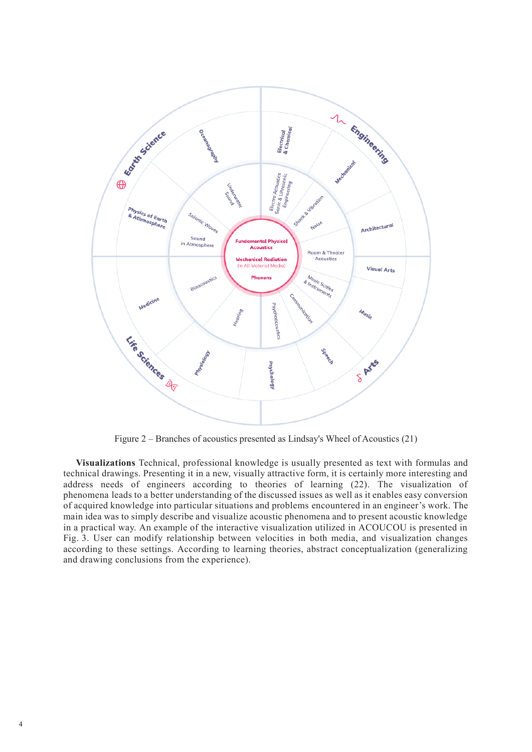Earth Science

Oceanography

Physics of Earth & Atmosphere

Underwater Sound

Seismic Waves

Sound in Atmosphere

Engineering

Electrical & Chemical

Mechanical

Architectural

Electro Acoustics Sonic & Ultrasonic Engineering

Shock & Vibration

Noise

Room & Theater Acoustics

Fundamental Physical Acoustics

Mechanical Radiation (in All Material Media)

Phonons

Visual Arts

Music Scales & Instruments

Music

Arts

Communication

Speech

Psychoacoustics

Psychology

Hearing

Physiology

Bioacoustics

Medicine

Life Sciences

Figure 2 – Branches of acoustics presented as Lindsay's Wheel of Acoustics (21)

**Visualizations** Technical, professional knowledge is usually presented as text with formulas and technical drawings. Presenting it in a new, visually attractive form, it is certainly more interesting and address needs of engineers according to theories of learning (22). The visualization of phenomena leads to a better understanding of the discussed issues as well as it enables easy conversion of acquired knowledge into particular situations and problems encountered in an engineer's work. The main idea was to simply describe and visualize acoustic phenomena and to present acoustic knowledge in a practical way. An example of the interactive visualization utilized in ACOUCOU is presented in Fig. 3. User can modify relationship between velocities in both media, and visualization changes according to these settings. According to learning theories, abstract conceptualization (generalizing and drawing conclusions from the experience).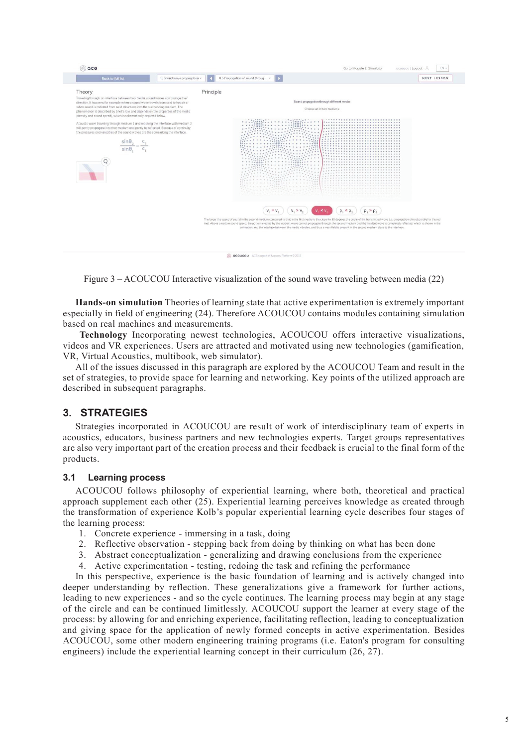Figure 3 – ACOUCOU Interactive visualization of the sound wave traveling between media (22)

**Hands-on simulation** Theories of learning state that active experimentation is extremely important especially in field of engineering (24). Therefore ACOUCOU contains modules containing simulation based on real machines and measurements.

**Technology** Incorporating newest technologies, ACOUCOU offers interactive visualizations, videos and VR experiences. Users are attracted and motivated using new technologies (gamification, VR, Virtual Acoustics, multibook, web simulator).

All of the issues discussed in this paragraph are explored by the ACOUCOU Team and result in the set of strategies, to provide space for learning and networking. Key points of the utilized approach are described in subsequent paragraphs.

## 3. STRATEGIES

Strategies incorporated in ACOUCOU are result of work of interdisciplinary team of experts in acoustics, educators, business partners and new technologies experts. Target groups representatives are also very important part of the creation process and their feedback is crucial to the final form of the products.

### 3.1 Learning process

ACOUCOU follows philosophy of experiential learning, where both, theoretical and practical approach supplement each other (25). Experiential learning perceives knowledge as created through the transformation of experience Kolb's popular experiential learning cycle describes four stages of the learning process:

1. Concrete experience - immersing in a task, doing
2. Reflective observation - stepping back from doing by thinking on what has been done
3. Abstract conceptualization - generalizing and drawing conclusions from the experience
4. Active experimentation - testing, redoing the task and refining the performance

In this perspective, experience is the basic foundation of learning and is actively changed into deeper understanding by reflection. These generalizations give a framework for further actions, leading to new experiences - and so the cycle continues. The learning process may begin at any stage of the circle and can be continued limitlessly. ACOUCOU support the learner at every stage of the process: by allowing for and enriching experience, facilitating reflection, leading to conceptualization and giving space for the application of newly formed concepts in active experimentation. Besides ACOUCOU, some other modern engineering training programs (i.e. Eaton's program for consulting engineers) include the experiential learning concept in their curriculum (26, 27).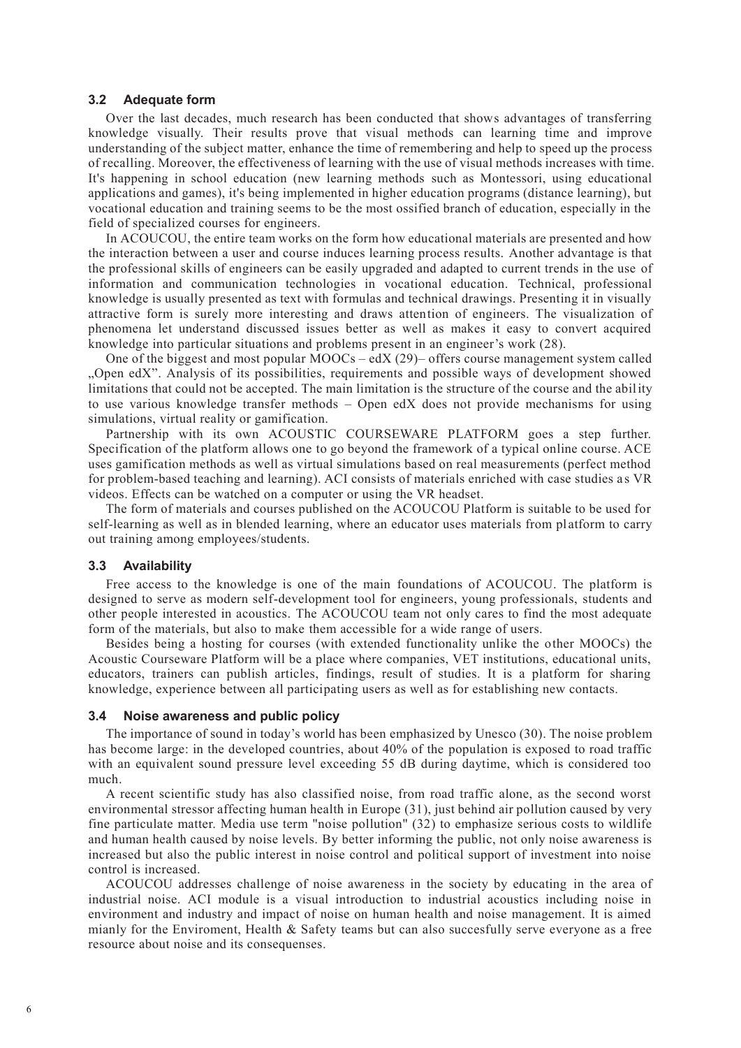### 3.2 Adequate form

Over the last decades, much research has been conducted that shows advantages of transferring knowledge visually. Their results prove that visual methods can learning time and improve understanding of the subject matter, enhance the time of remembering and help to speed up the process of recalling. Moreover, the effectiveness of learning with the use of visual methods increases with time. It's happening in school education (new learning methods such as Montessori, using educational applications and games), it's being implemented in higher education programs (distance learning), but vocational education and training seems to be the most ossified branch of education, especially in the field of specialized courses for engineers.

In ACOUCOU, the entire team works on the form how educational materials are presented and how the interaction between a user and course induces learning process results. Another advantage is that the professional skills of engineers can be easily upgraded and adapted to current trends in the use of information and communication technologies in vocational education. Technical, professional knowledge is usually presented as text with formulas and technical drawings. Presenting it in visually attractive form is surely more interesting and draws attention of engineers. The visualization of phenomena let understand discussed issues better as well as makes it easy to convert acquired knowledge into particular situations and problems present in an engineer's work (28).

One of the biggest and most popular MOOCs – edX (29)– offers course management system called „Open edX". Analysis of its possibilities, requirements and possible ways of development showed limitations that could not be accepted. The main limitation is the structure of the course and the ability to use various knowledge transfer methods – Open edX does not provide mechanisms for using simulations, virtual reality or gamification.

Partnership with its own ACOUSTIC COURSEWARE PLATFORM goes a step further. Specification of the platform allows one to go beyond the framework of a typical online course. ACE uses gamification methods as well as virtual simulations based on real measurements (perfect method for problem-based teaching and learning). ACI consists of materials enriched with case studies as VR videos. Effects can be watched on a computer or using the VR headset.

The form of materials and courses published on the ACOUCOU Platform is suitable to be used for self-learning as well as in blended learning, where an educator uses materials from platform to carry out training among employees/students.

### 3.3 Availability

Free access to the knowledge is one of the main foundations of ACOUCOU. The platform is designed to serve as modern self-development tool for engineers, young professionals, students and other people interested in acoustics. The ACOUCOU team not only cares to find the most adequate form of the materials, but also to make them accessible for a wide range of users.

Besides being a hosting for courses (with extended functionality unlike the other MOOCs) the Acoustic Courseware Platform will be a place where companies, VET institutions, educational units, educators, trainers can publish articles, findings, result of studies. It is a platform for sharing knowledge, experience between all participating users as well as for establishing new contacts.

### 3.4 Noise awareness and public policy

The importance of sound in today's world has been emphasized by Unesco (30). The noise problem has become large: in the developed countries, about 40% of the population is exposed to road traffic with an equivalent sound pressure level exceeding 55 dB during daytime, which is considered too much.

A recent scientific study has also classified noise, from road traffic alone, as the second worst environmental stressor affecting human health in Europe (31), just behind air pollution caused by very fine particulate matter. Media use term "noise pollution" (32) to emphasize serious costs to wildlife and human health caused by noise levels. By better informing the public, not only noise awareness is increased but also the public interest in noise control and political support of investment into noise control is increased.

ACOUCOU addresses challenge of noise awareness in the society by educating in the area of industrial noise. ACI module is a visual introduction to industrial acoustics including noise in environment and industry and impact of noise on human health and noise management. It is aimed mianly for the Enviroment, Health & Safety teams but can also succesfully serve everyone as a free resource about noise and its consequenses.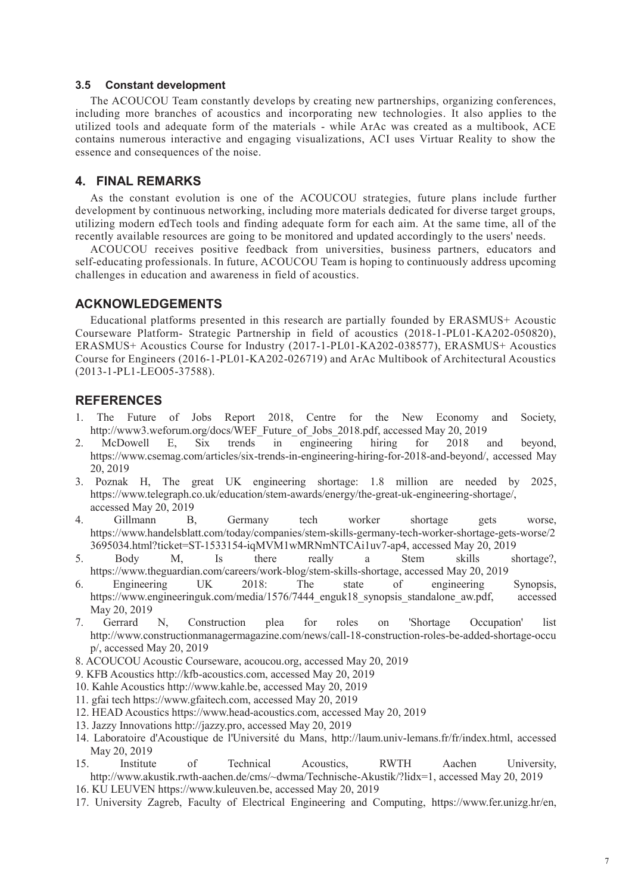### 3.5 Constant development

The ACOUCOU Team constantly develops by creating new partnerships, organizing conferences, including more branches of acoustics and incorporating new technologies. It also applies to the utilized tools and adequate form of the materials - while ArAc was created as a multibook, ACE contains numerous interactive and engaging visualizations, ACI uses Virtuar Reality to show the essence and consequences of the noise.

## 4. FINAL REMARKS

As the constant evolution is one of the ACOUCOU strategies, future plans include further development by continuous networking, including more materials dedicated for diverse target groups, utilizing modern edTech tools and finding adequate form for each aim. At the same time, all of the recently available resources are going to be monitored and updated accordingly to the users' needs.

ACOUCOU receives positive feedback from universities, business partners, educators and self-educating professionals. In future, ACOUCOU Team is hoping to continuously address upcoming challenges in education and awareness in field of acoustics.

## ACKNOWLEDGEMENTS

Educational platforms presented in this research are partially founded by ERASMUS+ Acoustic Courseware Platform- Strategic Partnership in field of acoustics (2018-1-PL01-KA202-050820), ERASMUS+ Acoustics Course for Industry (2017-1-PL01-KA202-038577), ERASMUS+ Acoustics Course for Engineers (2016-1-PL01-KA202-026719) and ArAc Multibook of Architectural Acoustics (2013-1-PL1-LEO05-37588).

## REFERENCES

1. The Future of Jobs Report 2018, Centre for the New Economy and Society, http://www3.weforum.org/docs/WEF_Future_of_Jobs_2018.pdf, accessed May 20, 2019
2. McDowell E, Six trends in engineering hiring for 2018 and beyond, https://www.csemag.com/articles/six-trends-in-engineering-hiring-for-2018-and-beyond/, accessed May 20, 2019
3. Poznak H, The great UK engineering shortage: 1.8 million are needed by 2025, https://www.telegraph.co.uk/education/stem-awards/energy/the-great-uk-engineering-shortage/, accessed May 20, 2019
4. Gillmann B, Germany tech worker shortage gets worse, https://www.handelsblatt.com/today/companies/stem-skills-germany-tech-worker-shortage-gets-worse/23695034.html?ticket=ST-1533154-iqMVM1wMRNmNTCAi1uv7-ap4, accessed May 20, 2019
5. Body M, Is there really a Stem skills shortage?, https://www.theguardian.com/careers/work-blog/stem-skills-shortage, accessed May 20, 2019
6. Engineering UK 2018: The state of engineering Synopsis, https://www.engineeringuk.com/media/1576/7444_enguk18_synopsis_standalone_aw.pdf, accessed May 20, 2019
7. Gerrard N, Construction plea for roles on 'Shortage Occupation' list http://www.constructionmanagermagazine.com/news/call-18-construction-roles-be-added-shortage-occup/, accessed May 20, 2019
8. ACOUCOU Acoustic Courseware, acoucou.org, accessed May 20, 2019
9. KFB Acoustics http://kfb-acoustics.com, accessed May 20, 2019
10. Kahle Acoustics http://www.kahle.be, accessed May 20, 2019
11. gfai tech https://www.gfaitech.com, accessed May 20, 2019
12. HEAD Acoustics https://www.head-acoustics.com, accessed May 20, 2019
13. Jazzy Innovations http://jazzy.pro, accessed May 20, 2019
14. Laboratoire d'Acoustique de l'Université du Mans, http://laum.univ-lemans.fr/fr/index.html, accessed May 20, 2019
15. Institute of Technical Acoustics, RWTH Aachen University, http://www.akustik.rwth-aachen.de/cms/~dwma/Technische-Akustik/?lidx=1, accessed May 20, 2019
16. KU LEUVEN https://www.kuleuven.be, accessed May 20, 2019
17. University Zagreb, Faculty of Electrical Engineering and Computing, https://www.fer.unizg.hr/en,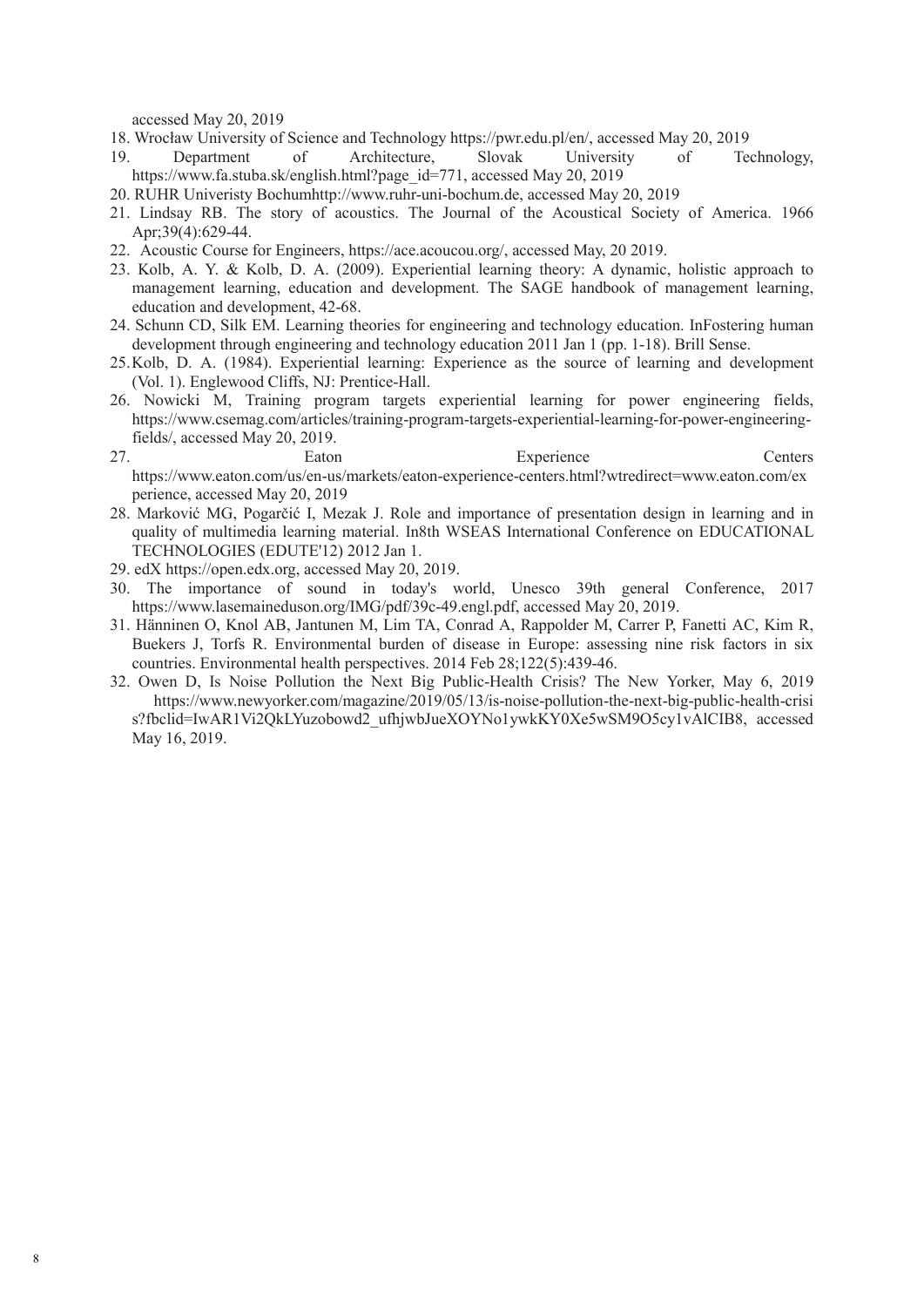accessed May 20, 2019

18. Wrocław University of Science and Technology https://pwr.edu.pl/en/, accessed May 20, 2019
19. Department of Architecture, Slovak University of Technology, https://www.fa.stuba.sk/english.html?page_id=771, accessed May 20, 2019
20. RUHR Univeristy Bochumhttp://www.ruhr-uni-bochum.de, accessed May 20, 2019
21. Lindsay RB. The story of acoustics. The Journal of the Acoustical Society of America. 1966 Apr;39(4):629-44.
22. Acoustic Course for Engineers, https://ace.acoucou.org/, accessed May, 20 2019.
23. Kolb, A. Y. & Kolb, D. A. (2009). Experiential learning theory: A dynamic, holistic approach to management learning, education and development. The SAGE handbook of management learning, education and development, 42-68.
24. Schunn CD, Silk EM. Learning theories for engineering and technology education. InFostering human development through engineering and technology education 2011 Jan 1 (pp. 1-18). Brill Sense.
25. Kolb, D. A. (1984). Experiential learning: Experience as the source of learning and development (Vol. 1). Englewood Cliffs, NJ: Prentice-Hall.
26. Nowicki M, Training program targets experiential learning for power engineering fields, https://www.csemag.com/articles/training-program-targets-experiential-learning-for-power-engineering-fields/, accessed May 20, 2019.
27. Eaton Experience Centers https://www.eaton.com/us/en-us/markets/eaton-experience-centers.html?wtredirect=www.eaton.com/experience, accessed May 20, 2019
28. Marković MG, Pogarčić I, Mezak J. Role and importance of presentation design in learning and in quality of multimedia learning material. In8th WSEAS International Conference on EDUCATIONAL TECHNOLOGIES (EDUTE'12) 2012 Jan 1.
29. edX https://open.edx.org, accessed May 20, 2019.
30. The importance of sound in today's world, Unesco 39th general Conference, 2017 https://www.lasemaineduson.org/IMG/pdf/39c-49.engl.pdf, accessed May 20, 2019.
31. Hänninen O, Knol AB, Jantunen M, Lim TA, Conrad A, Rappolder M, Carrer P, Fanetti AC, Kim R, Buekers J, Torfs R. Environmental burden of disease in Europe: assessing nine risk factors in six countries. Environmental health perspectives. 2014 Feb 28;122(5):439-46.
32. Owen D, Is Noise Pollution the Next Big Public-Health Crisis? The New Yorker, May 6, 2019 https://www.newyorker.com/magazine/2019/05/13/is-noise-pollution-the-next-big-public-health-crisis?fbclid=IwAR1Vi2QkLYuzobowd2_ufhjwbJueXOYNo1ywkKY0Xe5wSM9O5cy1vAlCIB8, accessed May 16, 2019.